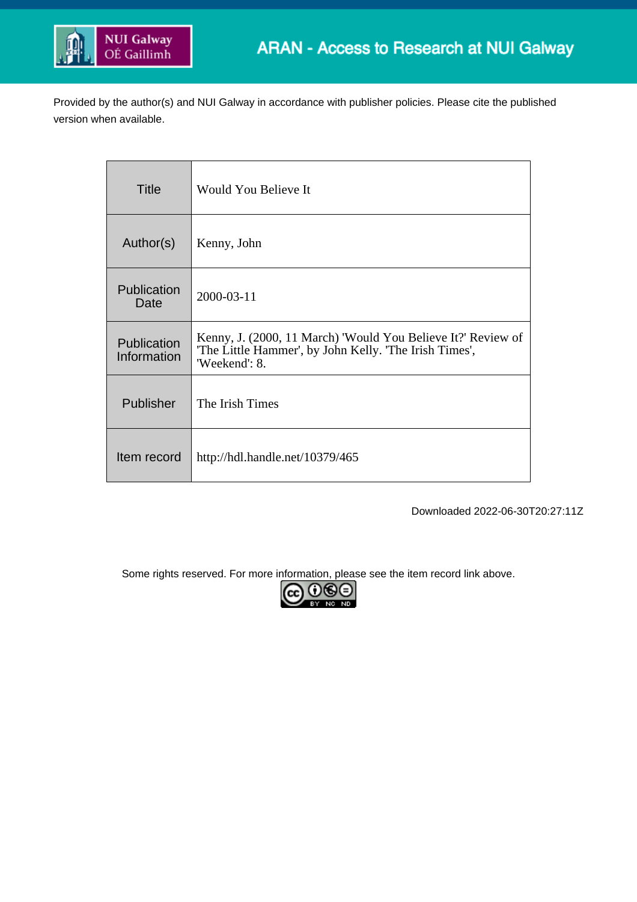ARAN - Access to Research at NUI Galway

Provided by the author(s) and NUI Galway in accordance with publisher policies. Please cite the published version when available.

| Title | Would You Believe It |
|---|---|
| Author(s) | Kenny, John |
| Publication Date | 2000-03-11 |
| Publication Information | Kenny, J. (2000, 11 March) 'Would You Believe It?' Review of 'The Little Hammer', by John Kelly. 'The Irish Times', 'Weekend': 8. |
| Publisher | The Irish Times |
| Item record | http://hdl.handle.net/10379/465 |

Downloaded 2022-06-30T20:27:11Z

Some rights reserved. For more information, please see the item record link above.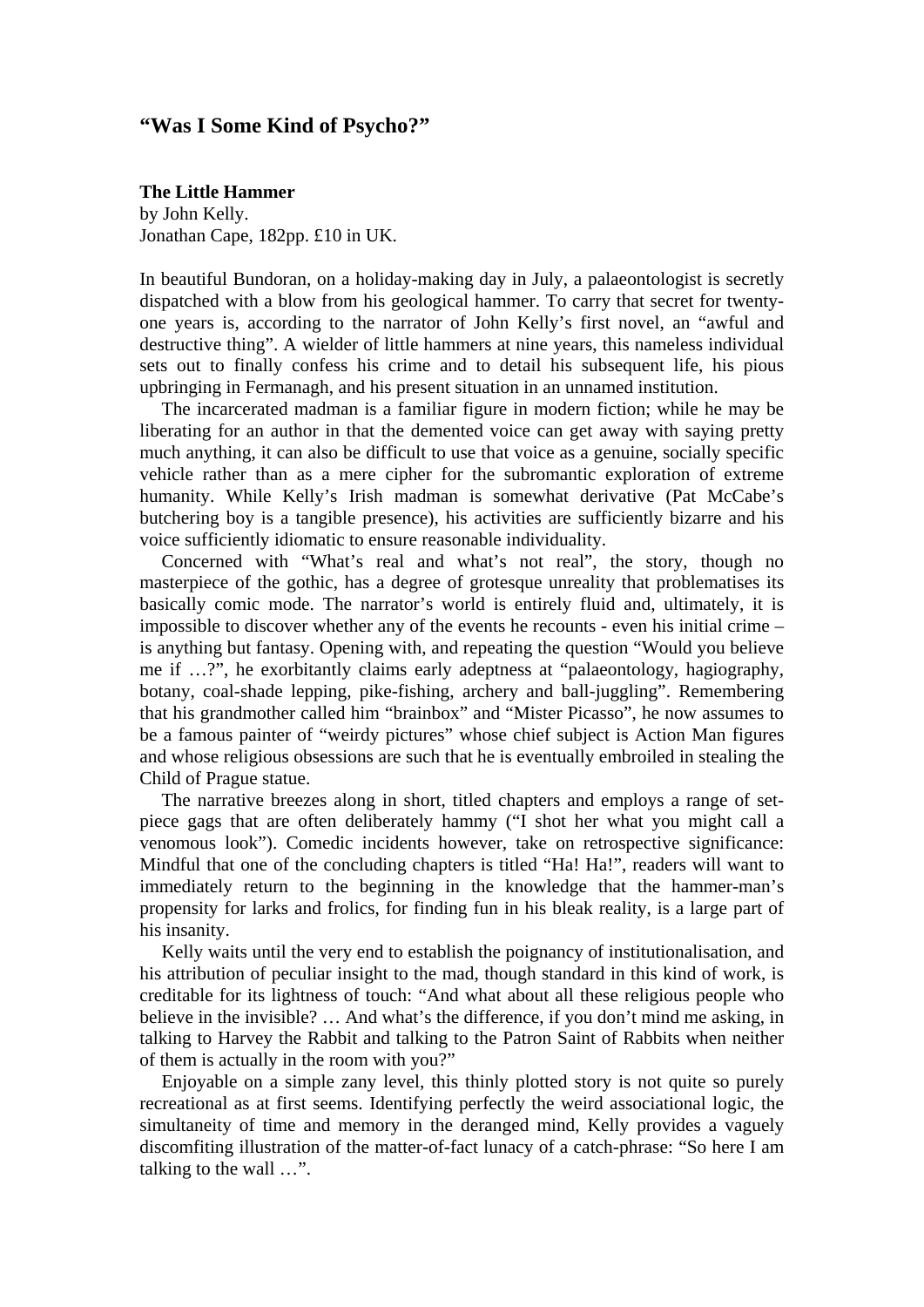## “Was I Some Kind of Psycho?”

**The Little Hammer**
by John Kelly.
Jonathan Cape, 182pp. £10 in UK.

In beautiful Bundoran, on a holiday-making day in July, a palaeontologist is secretly dispatched with a blow from his geological hammer. To carry that secret for twenty-one years is, according to the narrator of John Kelly’s first novel, an “awful and destructive thing”. A wielder of little hammers at nine years, this nameless individual sets out to finally confess his crime and to detail his subsequent life, his pious upbringing in Fermanagh, and his present situation in an unnamed institution.

The incarcerated madman is a familiar figure in modern fiction; while he may be liberating for an author in that the demented voice can get away with saying pretty much anything, it can also be difficult to use that voice as a genuine, socially specific vehicle rather than as a mere cipher for the subromantic exploration of extreme humanity. While Kelly’s Irish madman is somewhat derivative (Pat McCabe’s butchering boy is a tangible presence), his activities are sufficiently bizarre and his voice sufficiently idiomatic to ensure reasonable individuality.

Concerned with “What’s real and what’s not real”, the story, though no masterpiece of the gothic, has a degree of grotesque unreality that problematises its basically comic mode. The narrator’s world is entirely fluid and, ultimately, it is impossible to discover whether any of the events he recounts - even his initial crime – is anything but fantasy. Opening with, and repeating the question “Would you believe me if …?”, he exorbitantly claims early adeptness at “palaeontology, hagiography, botany, coal-shade lepping, pike-fishing, archery and ball-juggling”. Remembering that his grandmother called him “brainbox” and “Mister Picasso”, he now assumes to be a famous painter of “weirdy pictures” whose chief subject is Action Man figures and whose religious obsessions are such that he is eventually embroiled in stealing the Child of Prague statue.

The narrative breezes along in short, titled chapters and employs a range of set-piece gags that are often deliberately hammy (“I shot her what you might call a venomous look”). Comedic incidents however, take on retrospective significance: Mindful that one of the concluding chapters is titled “Ha! Ha!”, readers will want to immediately return to the beginning in the knowledge that the hammer-man’s propensity for larks and frolics, for finding fun in his bleak reality, is a large part of his insanity.

Kelly waits until the very end to establish the poignancy of institutionalisation, and his attribution of peculiar insight to the mad, though standard in this kind of work, is creditable for its lightness of touch: “And what about all these religious people who believe in the invisible? … And what’s the difference, if you don’t mind me asking, in talking to Harvey the Rabbit and talking to the Patron Saint of Rabbits when neither of them is actually in the room with you?”

Enjoyable on a simple zany level, this thinly plotted story is not quite so purely recreational as at first seems. Identifying perfectly the weird associational logic, the simultaneity of time and memory in the deranged mind, Kelly provides a vaguely discomfiting illustration of the matter-of-fact lunacy of a catch-phrase: “So here I am talking to the wall …”.